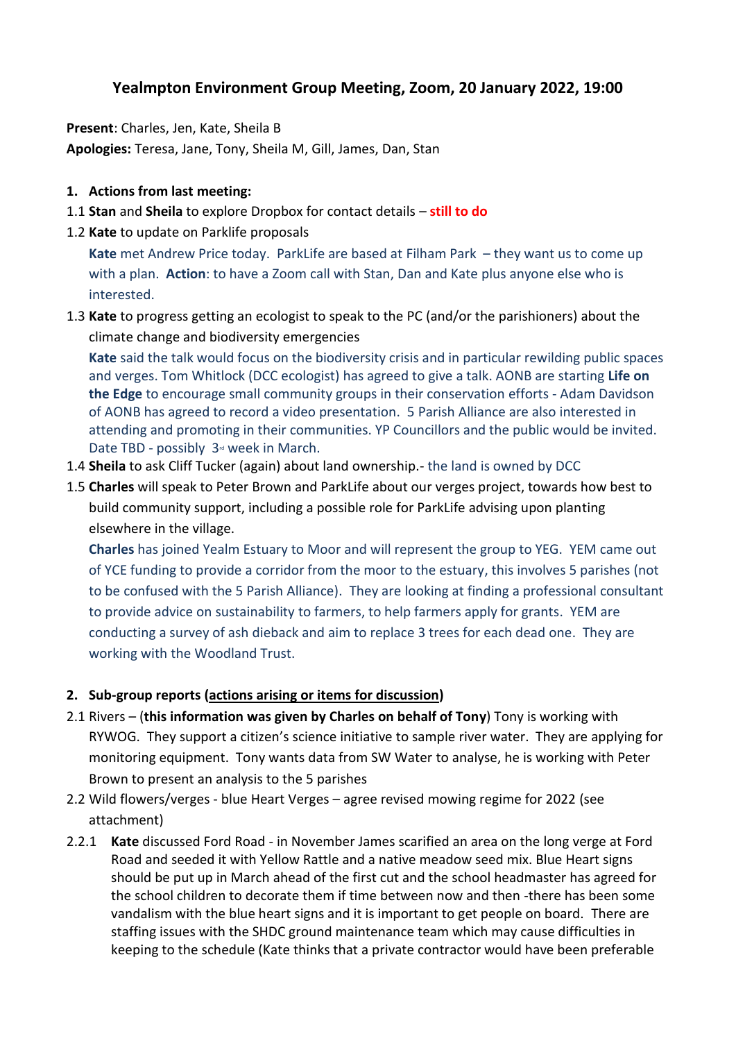# Yealmpton Environment Group Meeting, Zoom, 20 January 2022, 19:00

**Present**: Charles, Jen, Kate, Sheila B
**Apologies:** Teresa, Jane, Tony, Sheila M, Gill, James, Dan, Stan

1. **Actions from last meeting:**

1.1 **Stan** and **Sheila** to explore Dropbox for contact details – **still to do**

1.2 **Kate** to update on Parklife proposals

**Kate** met Andrew Price today. ParkLife are based at Filham Park – they want us to come up with a plan. **Action**: to have a Zoom call with Stan, Dan and Kate plus anyone else who is interested.

1.3 **Kate** to progress getting an ecologist to speak to the PC (and/or the parishioners) about the climate change and biodiversity emergencies

**Kate** said the talk would focus on the biodiversity crisis and in particular rewilding public spaces and verges. Tom Whitlock (DCC ecologist) has agreed to give a talk. AONB are starting **Life on the Edge** to encourage small community groups in their conservation efforts - Adam Davidson of AONB has agreed to record a video presentation. 5 Parish Alliance are also interested in attending and promoting in their communities. YP Councillors and the public would be invited. Date TBD - possibly 3rd week in March.

1.4 **Sheila** to ask Cliff Tucker (again) about land ownership.- the land is owned by DCC

1.5 **Charles** will speak to Peter Brown and ParkLife about our verges project, towards how best to build community support, including a possible role for ParkLife advising upon planting elsewhere in the village.

**Charles** has joined Yealm Estuary to Moor and will represent the group to YEG. YEM came out of YCE funding to provide a corridor from the moor to the estuary, this involves 5 parishes (not to be confused with the 5 Parish Alliance). They are looking at finding a professional consultant to provide advice on sustainability to farmers, to help farmers apply for grants. YEM are conducting a survey of ash dieback and aim to replace 3 trees for each dead one. They are working with the Woodland Trust.

2. **Sub-group reports (<u>actions arising or items for discussion</u>)**

2.1 Rivers – (**this information was given by Charles on behalf of Tony**) Tony is working with RYWOG. They support a citizen's science initiative to sample river water. They are applying for monitoring equipment. Tony wants data from SW Water to analyse, he is working with Peter Brown to present an analysis to the 5 parishes

2.2 Wild flowers/verges - blue Heart Verges – agree revised mowing regime for 2022 (see attachment)

2.2.1 **Kate** discussed Ford Road - in November James scarified an area on the long verge at Ford Road and seeded it with Yellow Rattle and a native meadow seed mix. Blue Heart signs should be put up in March ahead of the first cut and the school headmaster has agreed for the school children to decorate them if time between now and then -there has been some vandalism with the blue heart signs and it is important to get people on board. There are staffing issues with the SHDC ground maintenance team which may cause difficulties in keeping to the schedule (Kate thinks that a private contractor would have been preferable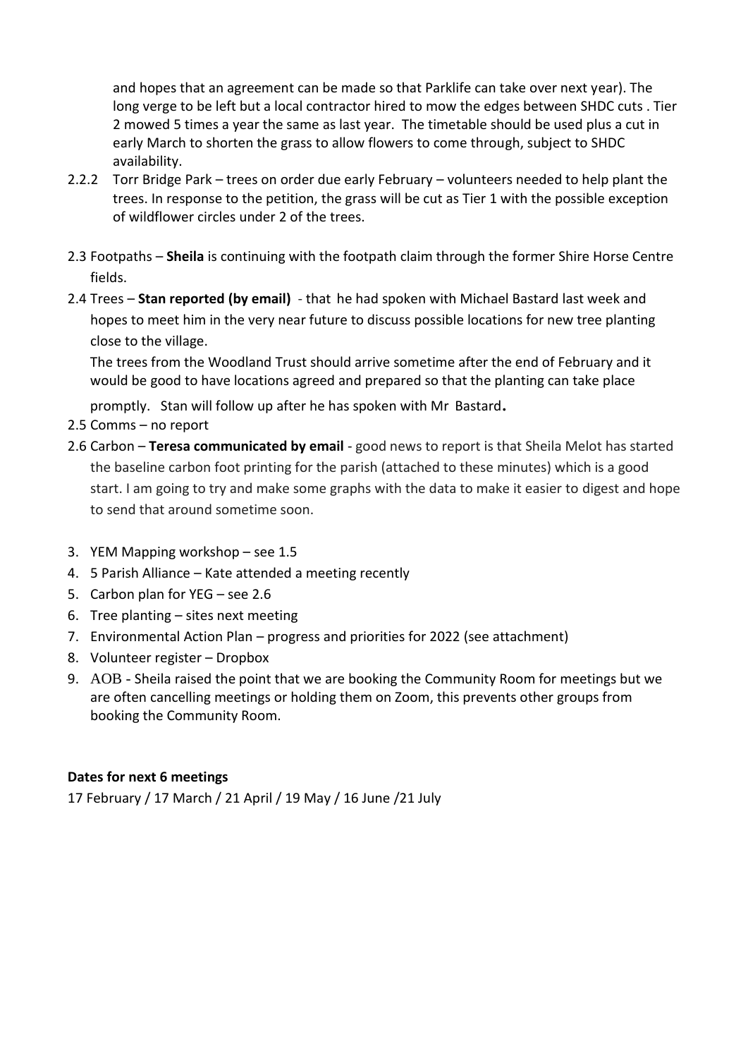and hopes that an agreement can be made so that Parklife can take over next year). The long verge to be left but a local contractor hired to mow the edges between SHDC cuts . Tier 2 mowed 5 times a year the same as last year. The timetable should be used plus a cut in early March to shorten the grass to allow flowers to come through, subject to SHDC availability.

2.2.2 Torr Bridge Park – trees on order due early February – volunteers needed to help plant the trees. In response to the petition, the grass will be cut as Tier 1 with the possible exception of wildflower circles under 2 of the trees.

2.3 Footpaths – **Sheila** is continuing with the footpath claim through the former Shire Horse Centre fields.

2.4 Trees – **Stan reported (by email)** - that he had spoken with Michael Bastard last week and hopes to meet him in the very near future to discuss possible locations for new tree planting close to the village.

The trees from the Woodland Trust should arrive sometime after the end of February and it would be good to have locations agreed and prepared so that the planting can take place promptly. Stan will follow up after he has spoken with Mr Bastard**.**

2.5 Comms – no report

2.6 Carbon – **Teresa communicated by email** - good news to report is that Sheila Melot has started the baseline carbon foot printing for the parish (attached to these minutes) which is a good start. I am going to try and make some graphs with the data to make it easier to digest and hope to send that around sometime soon.

3. YEM Mapping workshop – see 1.5
4. 5 Parish Alliance – Kate attended a meeting recently
5. Carbon plan for YEG – see 2.6
6. Tree planting – sites next meeting
7. Environmental Action Plan – progress and priorities for 2022 (see attachment)
8. Volunteer register – Dropbox
9. AOB - Sheila raised the point that we are booking the Community Room for meetings but we are often cancelling meetings or holding them on Zoom, this prevents other groups from booking the Community Room.

**Dates for next 6 meetings**

17 February / 17 March / 21 April / 19 May / 16 June /21 July